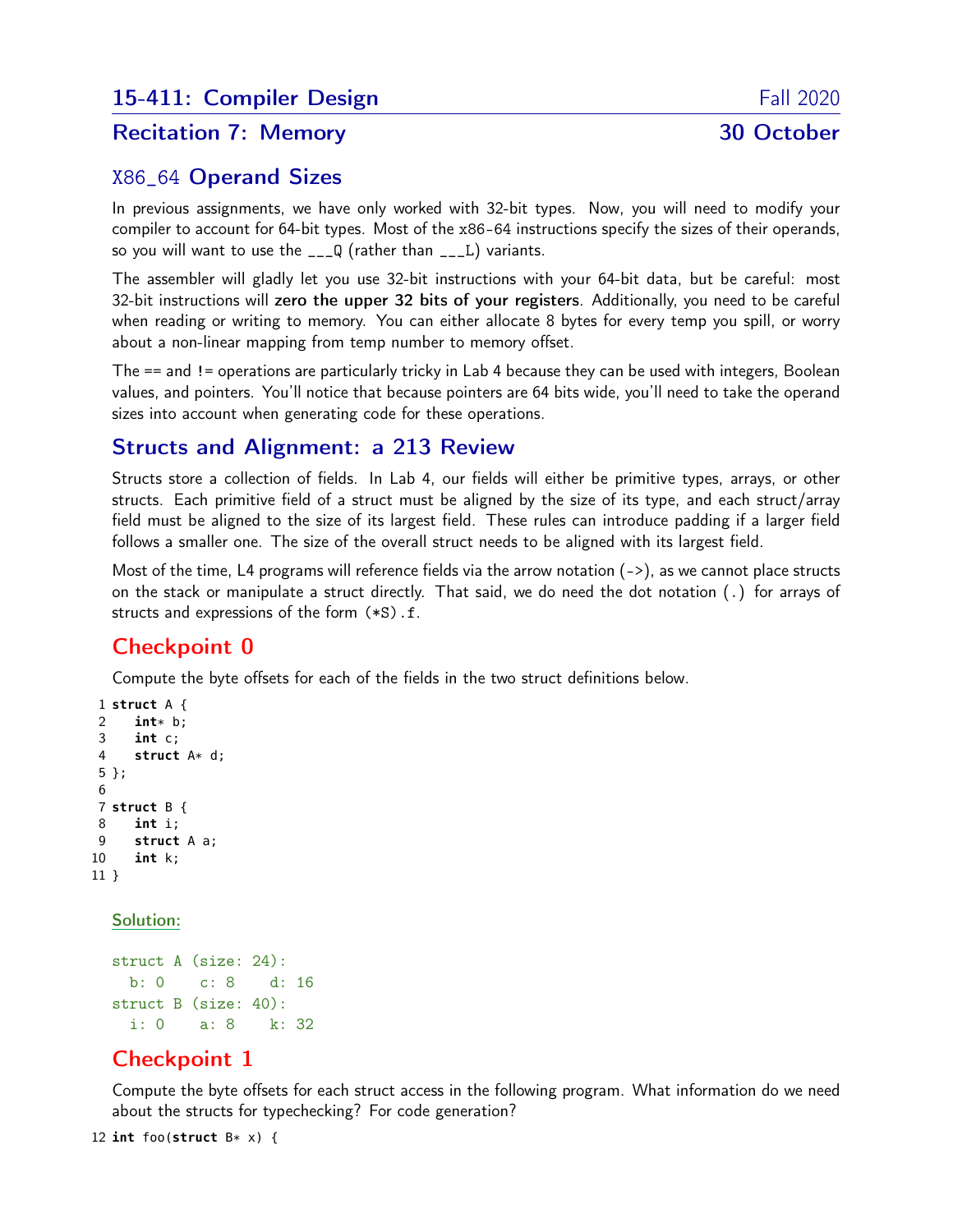# 15-411: Compiler Design — Fall 2020

## Recitation 7: Memory — 30 October

### X86_64 Operand Sizes

In previous assignments, we have only worked with 32-bit types. Now, you will need to modify your compiler to account for 64-bit types. Most of the x86-64 instructions specify the sizes of their operands, so you will want to use the ___Q (rather than ___L) variants.

The assembler will gladly let you use 32-bit instructions with your 64-bit data, but be careful: most 32-bit instructions will **zero the upper 32 bits of your registers**. Additionally, you need to be careful when reading or writing to memory. You can either allocate 8 bytes for every temp you spill, or worry about a non-linear mapping from temp number to memory offset.

The == and != operations are particularly tricky in Lab 4 because they can be used with integers, Boolean values, and pointers. You'll notice that because pointers are 64 bits wide, you'll need to take the operand sizes into account when generating code for these operations.

### Structs and Alignment: a 213 Review

Structs store a collection of fields. In Lab 4, our fields will either be primitive types, arrays, or other structs. Each primitive field of a struct must be aligned by the size of its type, and each struct/array field must be aligned to the size of its largest field. These rules can introduce padding if a larger field follows a smaller one. The size of the overall struct needs to be aligned with its largest field.

Most of the time, L4 programs will reference fields via the arrow notation (->), as we cannot place structs on the stack or manipulate a struct directly. That said, we do need the dot notation (.) for arrays of structs and expressions of the form (*S).f.

### Checkpoint 0

Compute the byte offsets for each of the fields in the two struct definitions below.

```
1 struct A {
2    int* b;
3    int c;
4    struct A* d;
5 };
6
7 struct B {
8    int i;
9    struct A a;
10   int k;
11 }
```

**Solution:**

```
struct A (size: 24):
  b: 0    c: 8    d: 16
struct B (size: 40):
  i: 0    a: 8    k: 32
```

### Checkpoint 1

Compute the byte offsets for each struct access in the following program. What information do we need about the structs for typechecking? For code generation?

```
12 int foo(struct B* x) {
```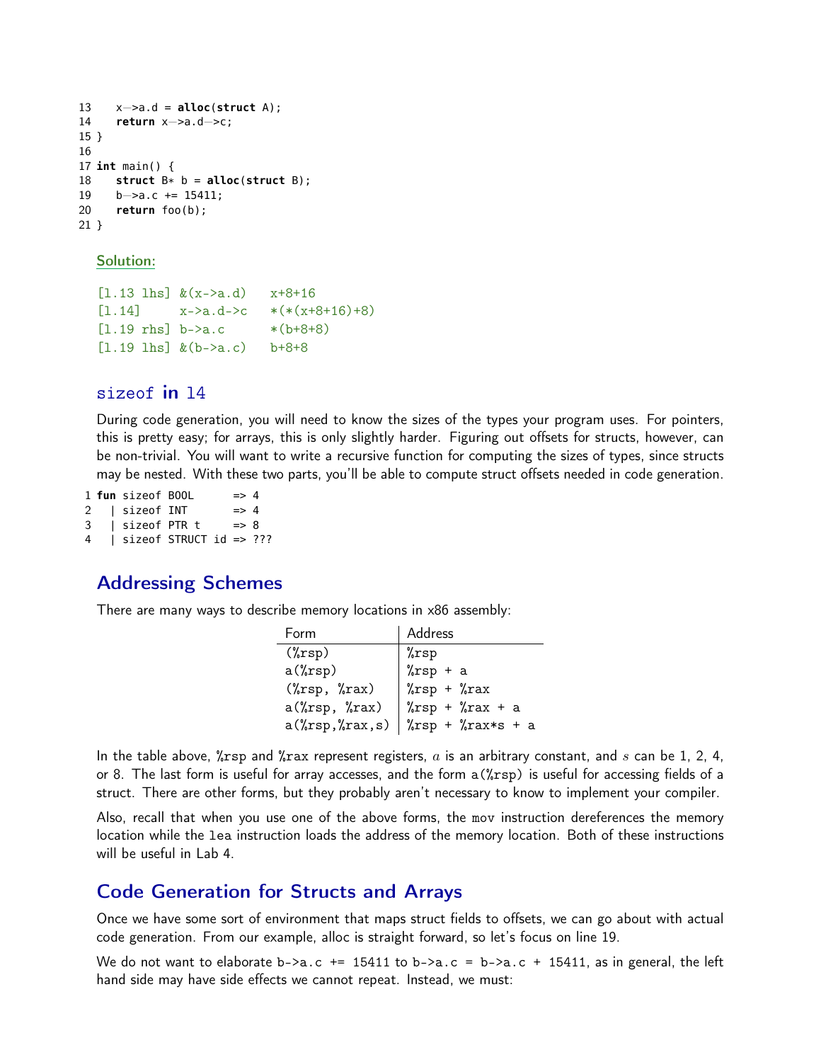```
13    x->a.d = alloc(struct A);
14    return x->a.d->c;
15 }
16
17 int main() {
18    struct B* b = alloc(struct B);
19    b->a.c += 15411;
20    return foo(b);
21 }
```

Solution:

```
[l.13 lhs] &(x->a.d)   x+8+16
[l.14]     x->a.d->c   *(*(x+8+16)+8)
[l.19 rhs] b->a.c      *(b+8+8)
[l.19 lhs] &(b->a.c)   b+8+8
```

## sizeof in l4

During code generation, you will need to know the sizes of the types your program uses. For pointers, this is pretty easy; for arrays, this is only slightly harder. Figuring out offsets for structs, however, can be non-trivial. You will want to write a recursive function for computing the sizes of types, since structs may be nested. With these two parts, you'll be able to compute struct offsets needed in code generation.

```
1 fun sizeof BOOL       => 4
2   | sizeof INT        => 4
3   | sizeof PTR t      => 8
4   | sizeof STRUCT id  => ???
```

## Addressing Schemes

There are many ways to describe memory locations in x86 assembly:

| Form | Address |
|---|---|
| (%rsp) | %rsp |
| a(%rsp) | %rsp + a |
| (%rsp, %rax) | %rsp + %rax |
| a(%rsp, %rax) | %rsp + %rax + a |
| a(%rsp,%rax,s) | %rsp + %rax*s + a |

In the table above, %rsp and %rax represent registers, $a$ is an arbitrary constant, and $s$ can be 1, 2, 4, or 8. The last form is useful for array accesses, and the form a(%rsp) is useful for accessing fields of a struct. There are other forms, but they probably aren't necessary to know to implement your compiler.

Also, recall that when you use one of the above forms, the mov instruction dereferences the memory location while the lea instruction loads the address of the memory location. Both of these instructions will be useful in Lab 4.

## Code Generation for Structs and Arrays

Once we have some sort of environment that maps struct fields to offsets, we can go about with actual code generation. From our example, alloc is straight forward, so let's focus on line 19.

We do not want to elaborate b->a.c += 15411 to b->a.c = b->a.c + 15411, as in general, the left hand side may have side effects we cannot repeat. Instead, we must: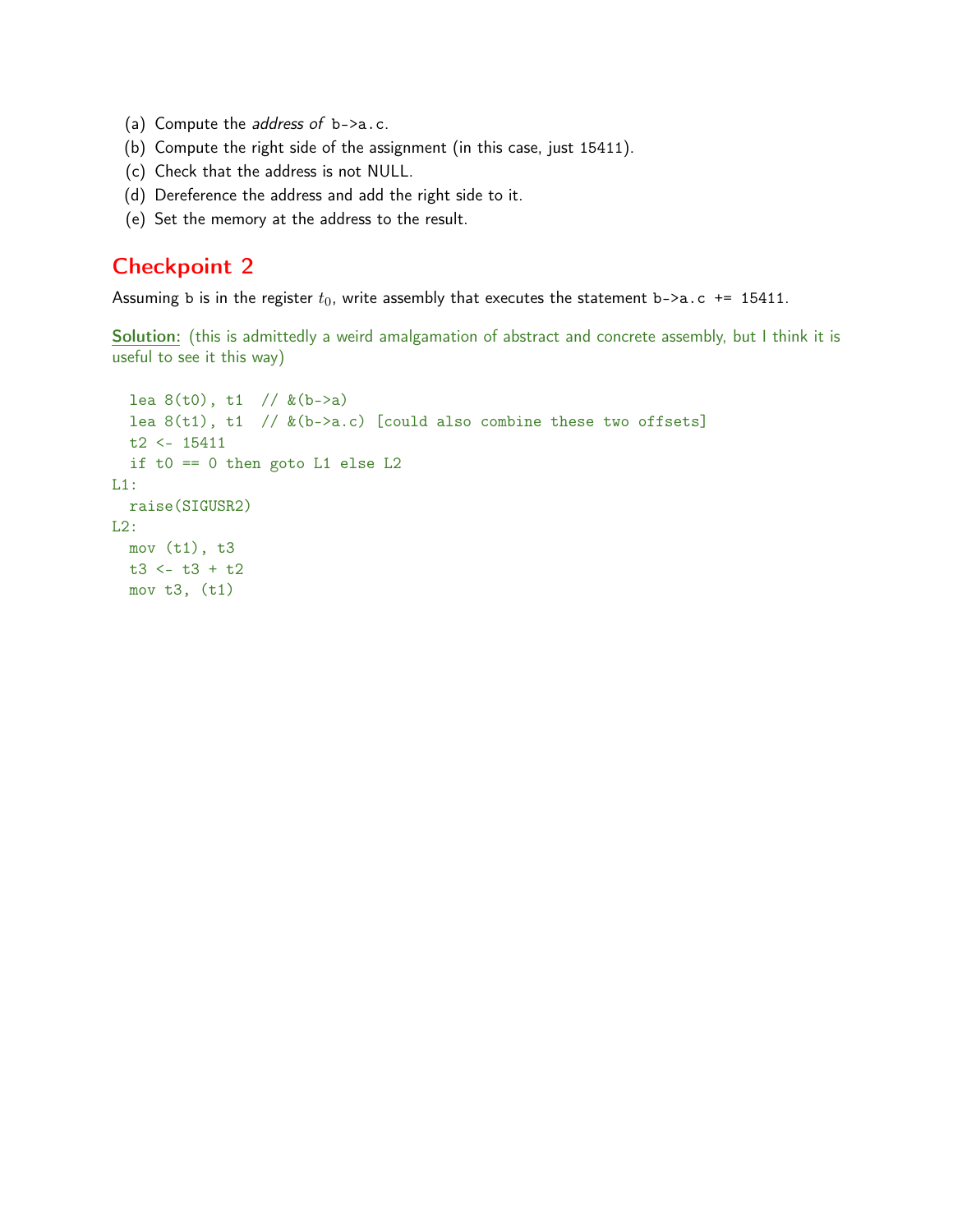(a) Compute the *address of* `b->a.c`.

(b) Compute the right side of the assignment (in this case, just 15411).

(c) Check that the address is not NULL.

(d) Dereference the address and add the right side to it.

(e) Set the memory at the address to the result.

## Checkpoint 2

Assuming `b` is in the register $t_0$, write assembly that executes the statement `b->a.c += 15411`.

**Solution:** (this is admittedly a weird amalgamation of abstract and concrete assembly, but I think it is useful to see it this way)

```
  lea 8(t0), t1  // &(b->a)
  lea 8(t1), t1  // &(b->a.c) [could also combine these two offsets]
  t2 <- 15411
  if t0 == 0 then goto L1 else L2
L1:
  raise(SIGUSR2)
L2:
  mov (t1), t3
  t3 <- t3 + t2
  mov t3, (t1)
```